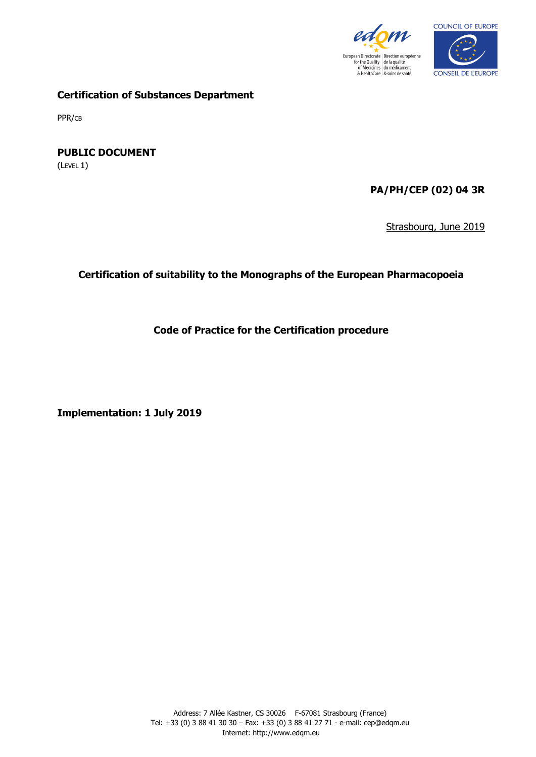**Certification of Substances Department**

PPR/CB

**PUBLIC DOCUMENT**
(LEVEL 1)

**PA/PH/CEP (02) 04 3R**

Strasbourg, June 2019

**Certification of suitability to the Monographs of the European Pharmacopoeia**

**Code of Practice for the Certification procedure**

**Implementation: 1 July 2019**

Address: 7 Allée Kastner, CS 30026 F-67081 Strasbourg (France)
Tel: +33 (0) 3 88 41 30 30 – Fax: +33 (0) 3 88 41 27 71 - e-mail: cep@edqm.eu
Internet: http://www.edqm.eu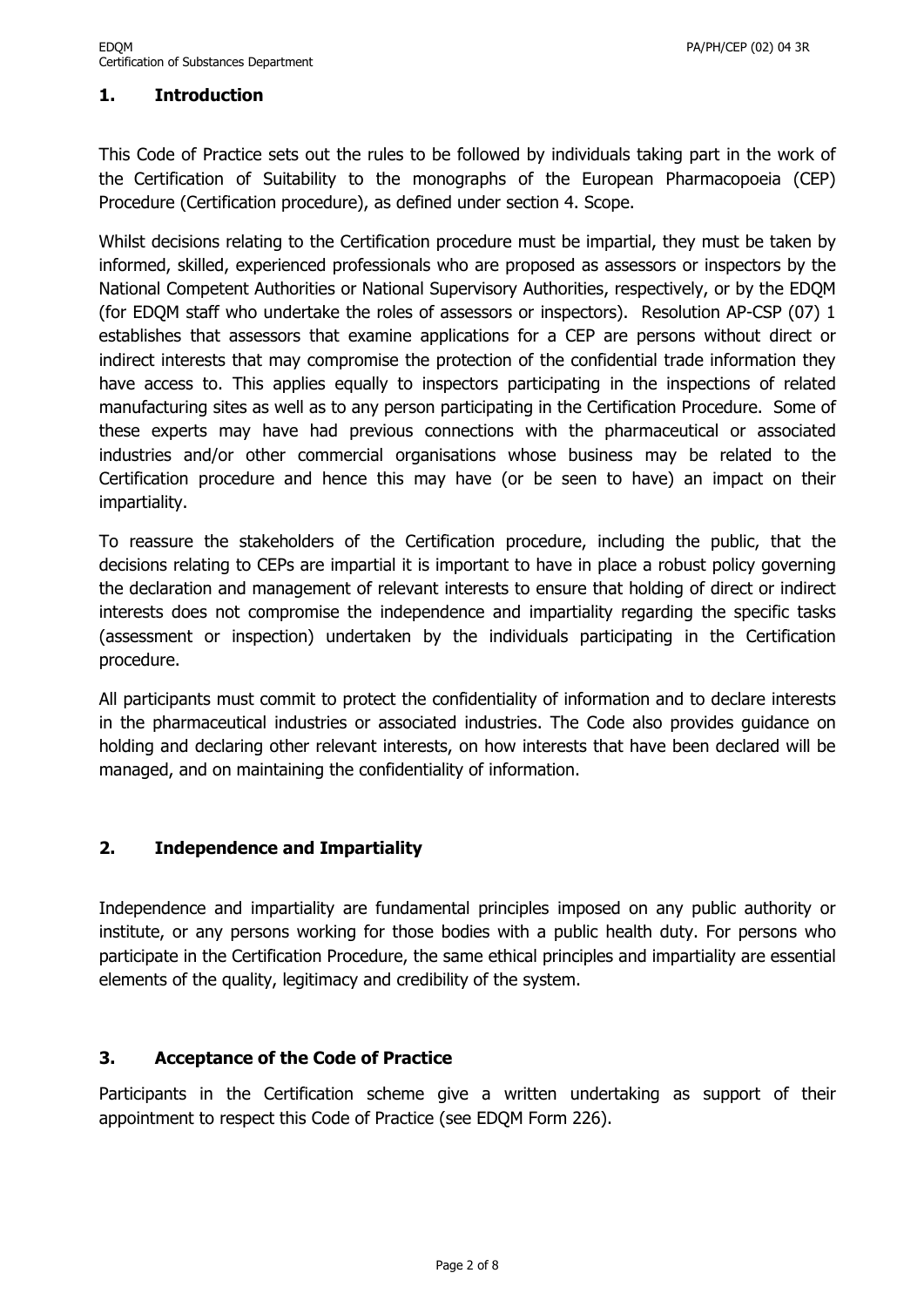## 1. Introduction

This Code of Practice sets out the rules to be followed by individuals taking part in the work of the Certification of Suitability to the monographs of the European Pharmacopoeia (CEP) Procedure (Certification procedure), as defined under section 4. Scope.

Whilst decisions relating to the Certification procedure must be impartial, they must be taken by informed, skilled, experienced professionals who are proposed as assessors or inspectors by the National Competent Authorities or National Supervisory Authorities, respectively, or by the EDQM (for EDQM staff who undertake the roles of assessors or inspectors). Resolution AP-CSP (07) 1 establishes that assessors that examine applications for a CEP are persons without direct or indirect interests that may compromise the protection of the confidential trade information they have access to. This applies equally to inspectors participating in the inspections of related manufacturing sites as well as to any person participating in the Certification Procedure. Some of these experts may have had previous connections with the pharmaceutical or associated industries and/or other commercial organisations whose business may be related to the Certification procedure and hence this may have (or be seen to have) an impact on their impartiality.

To reassure the stakeholders of the Certification procedure, including the public, that the decisions relating to CEPs are impartial it is important to have in place a robust policy governing the declaration and management of relevant interests to ensure that holding of direct or indirect interests does not compromise the independence and impartiality regarding the specific tasks (assessment or inspection) undertaken by the individuals participating in the Certification procedure.

All participants must commit to protect the confidentiality of information and to declare interests in the pharmaceutical industries or associated industries. The Code also provides guidance on holding and declaring other relevant interests, on how interests that have been declared will be managed, and on maintaining the confidentiality of information.

## 2. Independence and Impartiality

Independence and impartiality are fundamental principles imposed on any public authority or institute, or any persons working for those bodies with a public health duty. For persons who participate in the Certification Procedure, the same ethical principles and impartiality are essential elements of the quality, legitimacy and credibility of the system.

## 3. Acceptance of the Code of Practice

Participants in the Certification scheme give a written undertaking as support of their appointment to respect this Code of Practice (see EDQM Form 226).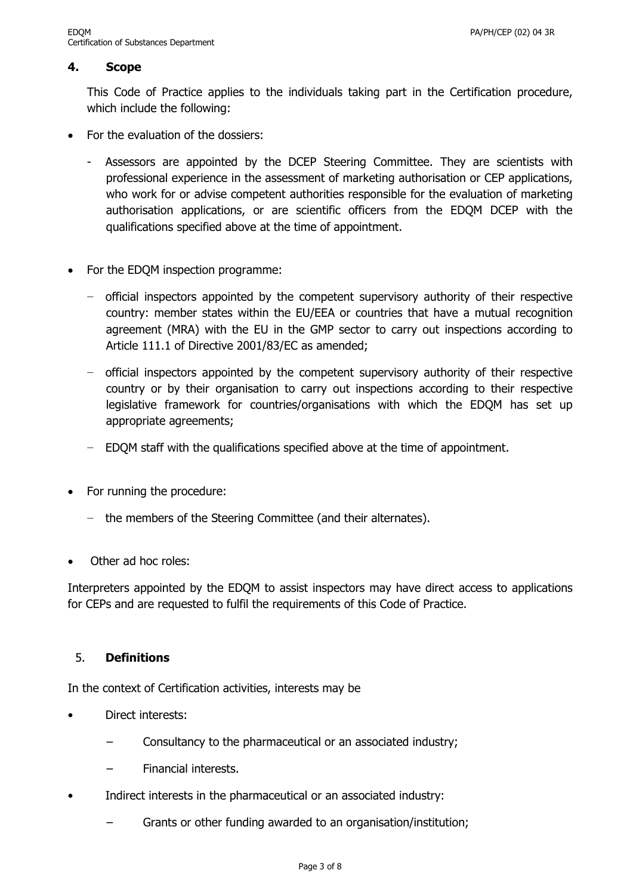## 4. Scope

This Code of Practice applies to the individuals taking part in the Certification procedure, which include the following:

- For the evaluation of the dossiers:
  - Assessors are appointed by the DCEP Steering Committee. They are scientists with professional experience in the assessment of marketing authorisation or CEP applications, who work for or advise competent authorities responsible for the evaluation of marketing authorisation applications, or are scientific officers from the EDQM DCEP with the qualifications specified above at the time of appointment.

- For the EDQM inspection programme:
  - official inspectors appointed by the competent supervisory authority of their respective country: member states within the EU/EEA or countries that have a mutual recognition agreement (MRA) with the EU in the GMP sector to carry out inspections according to Article 111.1 of Directive 2001/83/EC as amended;
  - official inspectors appointed by the competent supervisory authority of their respective country or by their organisation to carry out inspections according to their respective legislative framework for countries/organisations with which the EDQM has set up appropriate agreements;
  - EDQM staff with the qualifications specified above at the time of appointment.

- For running the procedure:
  - the members of the Steering Committee (and their alternates).

- Other ad hoc roles:

Interpreters appointed by the EDQM to assist inspectors may have direct access to applications for CEPs and are requested to fulfil the requirements of this Code of Practice.

## 5. Definitions

In the context of Certification activities, interests may be

- Direct interests:
  - Consultancy to the pharmaceutical or an associated industry;
  - Financial interests.
- Indirect interests in the pharmaceutical or an associated industry:
  - Grants or other funding awarded to an organisation/institution;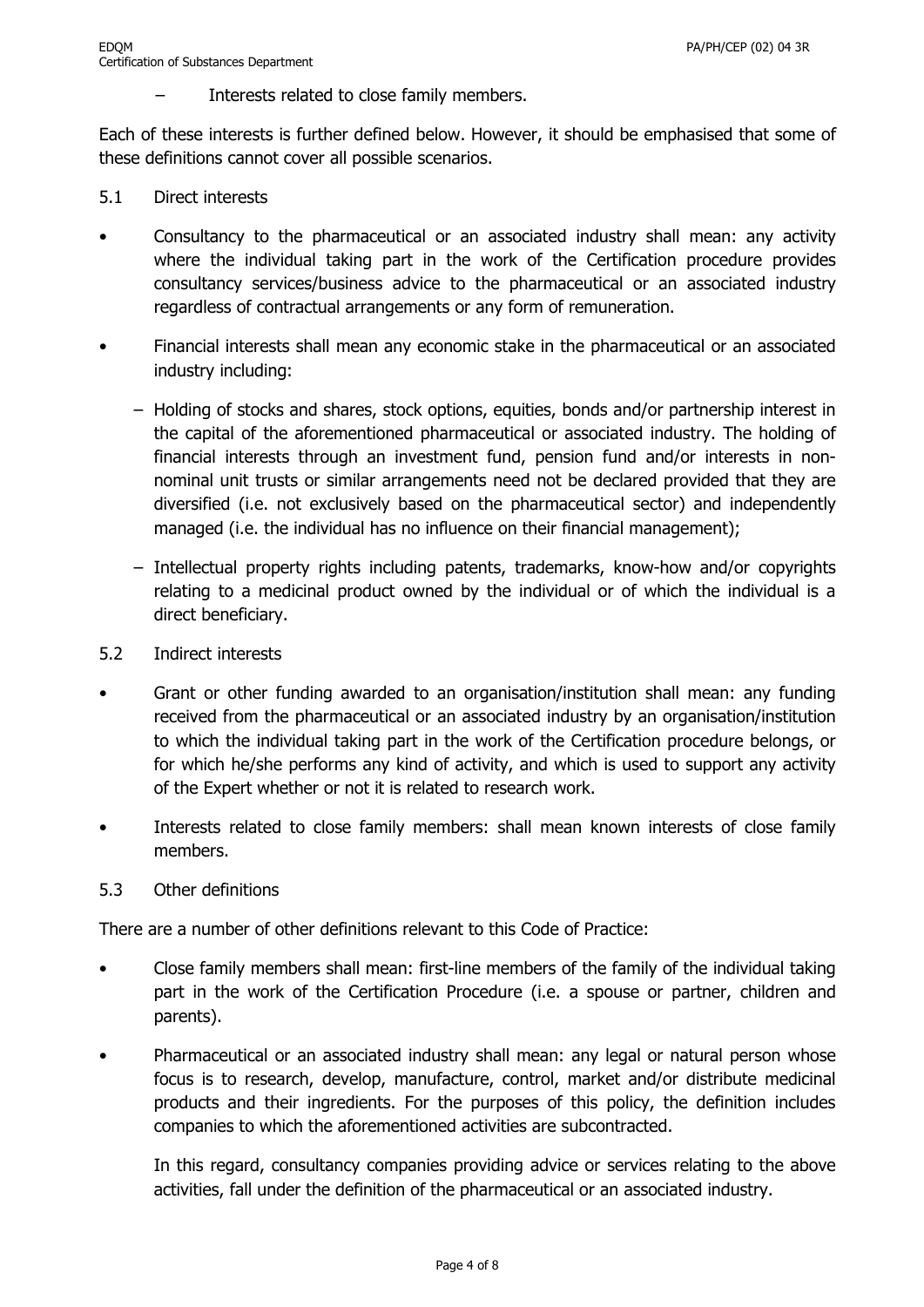– Interests related to close family members.

Each of these interests is further defined below. However, it should be emphasised that some of these definitions cannot cover all possible scenarios.

5.1 Direct interests

- Consultancy to the pharmaceutical or an associated industry shall mean: any activity where the individual taking part in the work of the Certification procedure provides consultancy services/business advice to the pharmaceutical or an associated industry regardless of contractual arrangements or any form of remuneration.
- Financial interests shall mean any economic stake in the pharmaceutical or an associated industry including:
  - Holding of stocks and shares, stock options, equities, bonds and/or partnership interest in the capital of the aforementioned pharmaceutical or associated industry. The holding of financial interests through an investment fund, pension fund and/or interests in non-nominal unit trusts or similar arrangements need not be declared provided that they are diversified (i.e. not exclusively based on the pharmaceutical sector) and independently managed (i.e. the individual has no influence on their financial management);
  - Intellectual property rights including patents, trademarks, know-how and/or copyrights relating to a medicinal product owned by the individual or of which the individual is a direct beneficiary.

5.2 Indirect interests

- Grant or other funding awarded to an organisation/institution shall mean: any funding received from the pharmaceutical or an associated industry by an organisation/institution to which the individual taking part in the work of the Certification procedure belongs, or for which he/she performs any kind of activity, and which is used to support any activity of the Expert whether or not it is related to research work.
- Interests related to close family members: shall mean known interests of close family members.

5.3 Other definitions

There are a number of other definitions relevant to this Code of Practice:

- Close family members shall mean: first-line members of the family of the individual taking part in the work of the Certification Procedure (i.e. a spouse or partner, children and parents).
- Pharmaceutical or an associated industry shall mean: any legal or natural person whose focus is to research, develop, manufacture, control, market and/or distribute medicinal products and their ingredients. For the purposes of this policy, the definition includes companies to which the aforementioned activities are subcontracted.

  In this regard, consultancy companies providing advice or services relating to the above activities, fall under the definition of the pharmaceutical or an associated industry.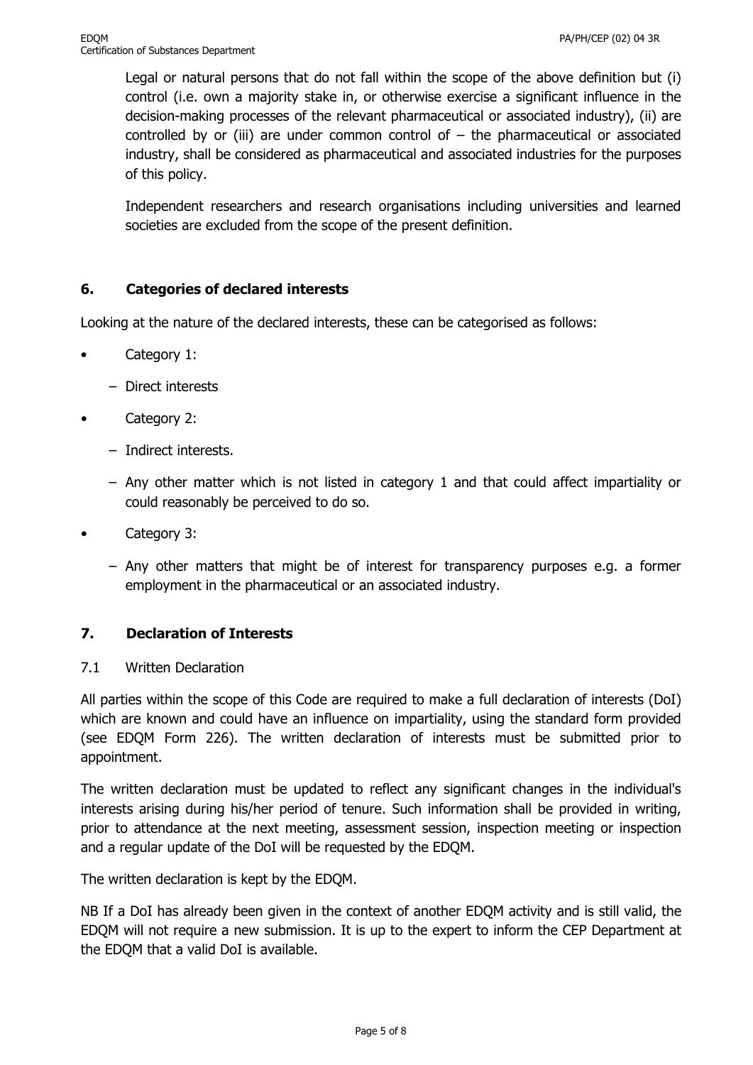Legal or natural persons that do not fall within the scope of the above definition but (i) control (i.e. own a majority stake in, or otherwise exercise a significant influence in the decision-making processes of the relevant pharmaceutical or associated industry), (ii) are controlled by or (iii) are under common control of – the pharmaceutical or associated industry, shall be considered as pharmaceutical and associated industries for the purposes of this policy.

Independent researchers and research organisations including universities and learned societies are excluded from the scope of the present definition.

## 6. Categories of declared interests

Looking at the nature of the declared interests, these can be categorised as follows:

- Category 1:
  - Direct interests
- Category 2:
  - Indirect interests.
  - Any other matter which is not listed in category 1 and that could affect impartiality or could reasonably be perceived to do so.
- Category 3:
  - Any other matters that might be of interest for transparency purposes e.g. a former employment in the pharmaceutical or an associated industry.

## 7. Declaration of Interests

### 7.1 Written Declaration

All parties within the scope of this Code are required to make a full declaration of interests (DoI) which are known and could have an influence on impartiality, using the standard form provided (see EDQM Form 226). The written declaration of interests must be submitted prior to appointment.

The written declaration must be updated to reflect any significant changes in the individual's interests arising during his/her period of tenure. Such information shall be provided in writing, prior to attendance at the next meeting, assessment session, inspection meeting or inspection and a regular update of the DoI will be requested by the EDQM.

The written declaration is kept by the EDQM.

NB If a DoI has already been given in the context of another EDQM activity and is still valid, the EDQM will not require a new submission. It is up to the expert to inform the CEP Department at the EDQM that a valid DoI is available.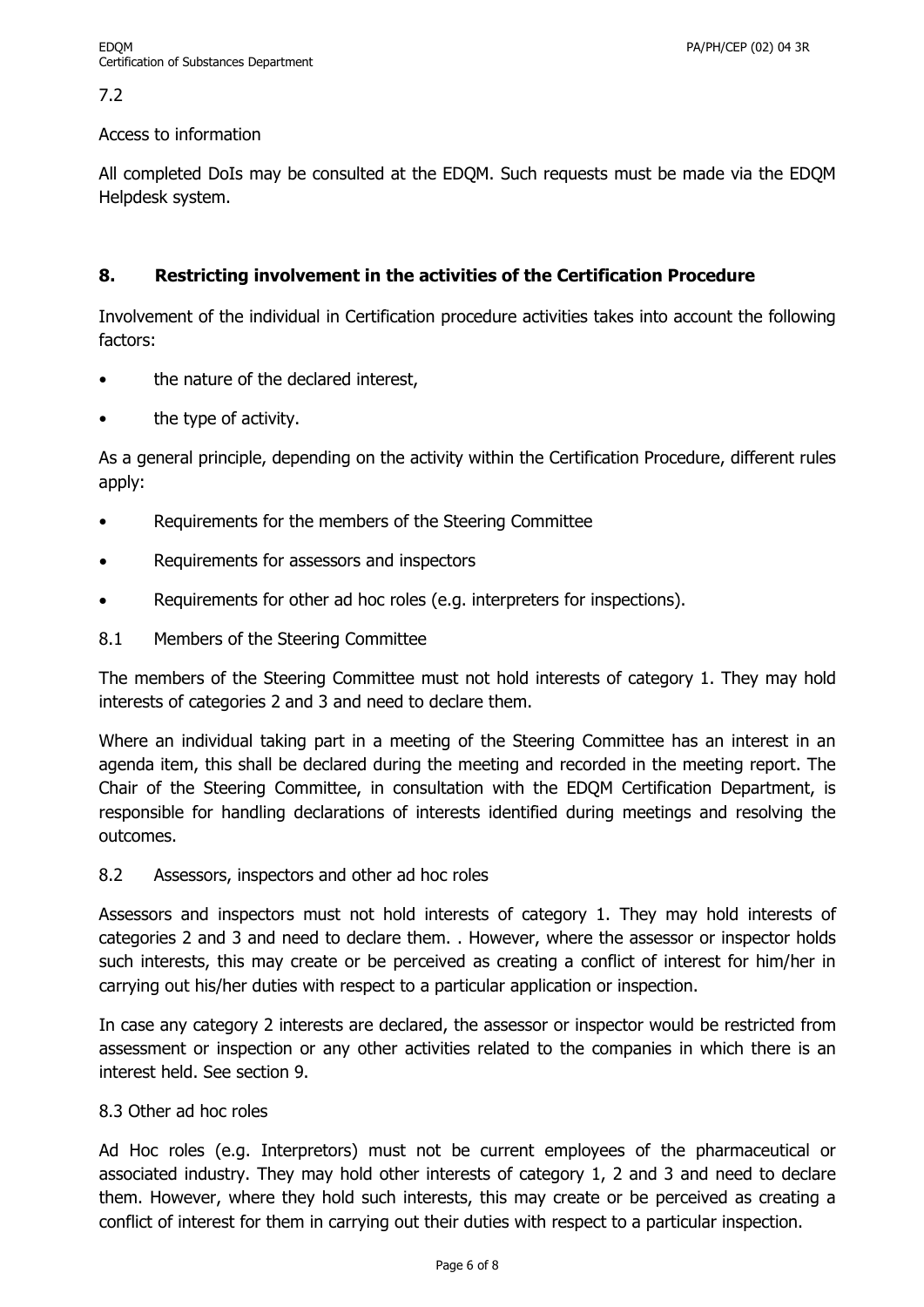7.2

Access to information

All completed DoIs may be consulted at the EDQM. Such requests must be made via the EDQM Helpdesk system.

## 8. Restricting involvement in the activities of the Certification Procedure

Involvement of the individual in Certification procedure activities takes into account the following factors:

- the nature of the declared interest,
- the type of activity.

As a general principle, depending on the activity within the Certification Procedure, different rules apply:

- Requirements for the members of the Steering Committee
- Requirements for assessors and inspectors
- Requirements for other ad hoc roles (e.g. interpreters for inspections).

8.1 Members of the Steering Committee

The members of the Steering Committee must not hold interests of category 1. They may hold interests of categories 2 and 3 and need to declare them.

Where an individual taking part in a meeting of the Steering Committee has an interest in an agenda item, this shall be declared during the meeting and recorded in the meeting report. The Chair of the Steering Committee, in consultation with the EDQM Certification Department, is responsible for handling declarations of interests identified during meetings and resolving the outcomes.

8.2 Assessors, inspectors and other ad hoc roles

Assessors and inspectors must not hold interests of category 1. They may hold interests of categories 2 and 3 and need to declare them. . However, where the assessor or inspector holds such interests, this may create or be perceived as creating a conflict of interest for him/her in carrying out his/her duties with respect to a particular application or inspection.

In case any category 2 interests are declared, the assessor or inspector would be restricted from assessment or inspection or any other activities related to the companies in which there is an interest held. See section 9.

8.3 Other ad hoc roles

Ad Hoc roles (e.g. Interpretors) must not be current employees of the pharmaceutical or associated industry. They may hold other interests of category 1, 2 and 3 and need to declare them. However, where they hold such interests, this may create or be perceived as creating a conflict of interest for them in carrying out their duties with respect to a particular inspection.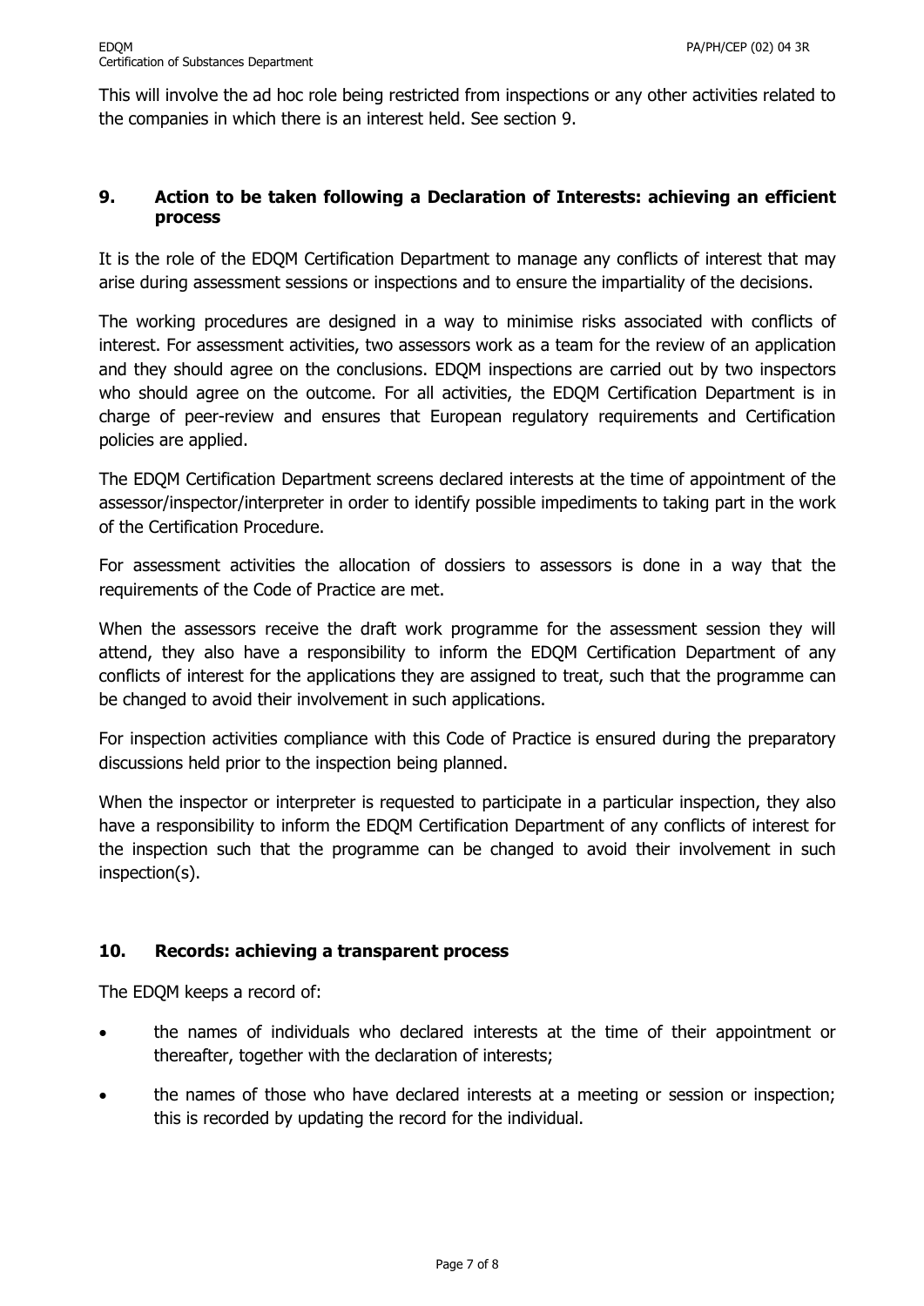This will involve the ad hoc role being restricted from inspections or any other activities related to the companies in which there is an interest held. See section 9.

## 9. Action to be taken following a Declaration of Interests: achieving an efficient process

It is the role of the EDQM Certification Department to manage any conflicts of interest that may arise during assessment sessions or inspections and to ensure the impartiality of the decisions.

The working procedures are designed in a way to minimise risks associated with conflicts of interest. For assessment activities, two assessors work as a team for the review of an application and they should agree on the conclusions. EDQM inspections are carried out by two inspectors who should agree on the outcome. For all activities, the EDQM Certification Department is in charge of peer-review and ensures that European regulatory requirements and Certification policies are applied.

The EDQM Certification Department screens declared interests at the time of appointment of the assessor/inspector/interpreter in order to identify possible impediments to taking part in the work of the Certification Procedure.

For assessment activities the allocation of dossiers to assessors is done in a way that the requirements of the Code of Practice are met.

When the assessors receive the draft work programme for the assessment session they will attend, they also have a responsibility to inform the EDQM Certification Department of any conflicts of interest for the applications they are assigned to treat, such that the programme can be changed to avoid their involvement in such applications.

For inspection activities compliance with this Code of Practice is ensured during the preparatory discussions held prior to the inspection being planned.

When the inspector or interpreter is requested to participate in a particular inspection, they also have a responsibility to inform the EDQM Certification Department of any conflicts of interest for the inspection such that the programme can be changed to avoid their involvement in such inspection(s).

## 10. Records: achieving a transparent process

The EDQM keeps a record of:

- the names of individuals who declared interests at the time of their appointment or thereafter, together with the declaration of interests;
- the names of those who have declared interests at a meeting or session or inspection; this is recorded by updating the record for the individual.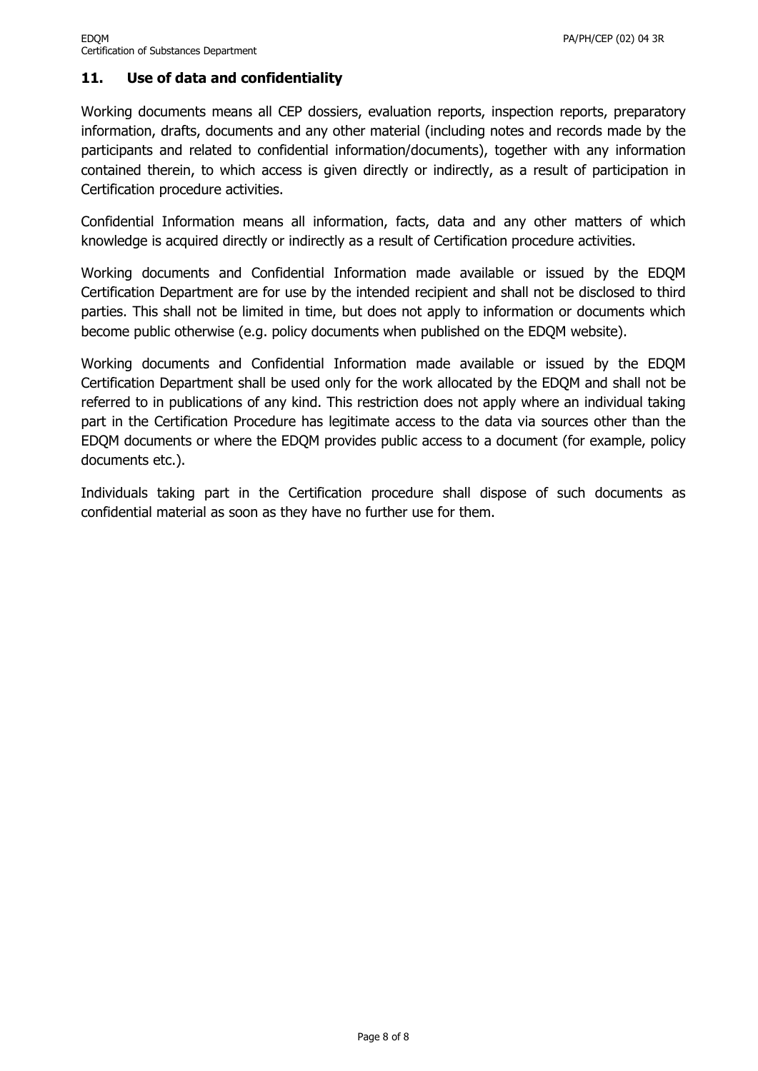## 11. Use of data and confidentiality

Working documents means all CEP dossiers, evaluation reports, inspection reports, preparatory information, drafts, documents and any other material (including notes and records made by the participants and related to confidential information/documents), together with any information contained therein, to which access is given directly or indirectly, as a result of participation in Certification procedure activities.

Confidential Information means all information, facts, data and any other matters of which knowledge is acquired directly or indirectly as a result of Certification procedure activities.

Working documents and Confidential Information made available or issued by the EDQM Certification Department are for use by the intended recipient and shall not be disclosed to third parties. This shall not be limited in time, but does not apply to information or documents which become public otherwise (e.g. policy documents when published on the EDQM website).

Working documents and Confidential Information made available or issued by the EDQM Certification Department shall be used only for the work allocated by the EDQM and shall not be referred to in publications of any kind. This restriction does not apply where an individual taking part in the Certification Procedure has legitimate access to the data via sources other than the EDQM documents or where the EDQM provides public access to a document (for example, policy documents etc.).

Individuals taking part in the Certification procedure shall dispose of such documents as confidential material as soon as they have no further use for them.